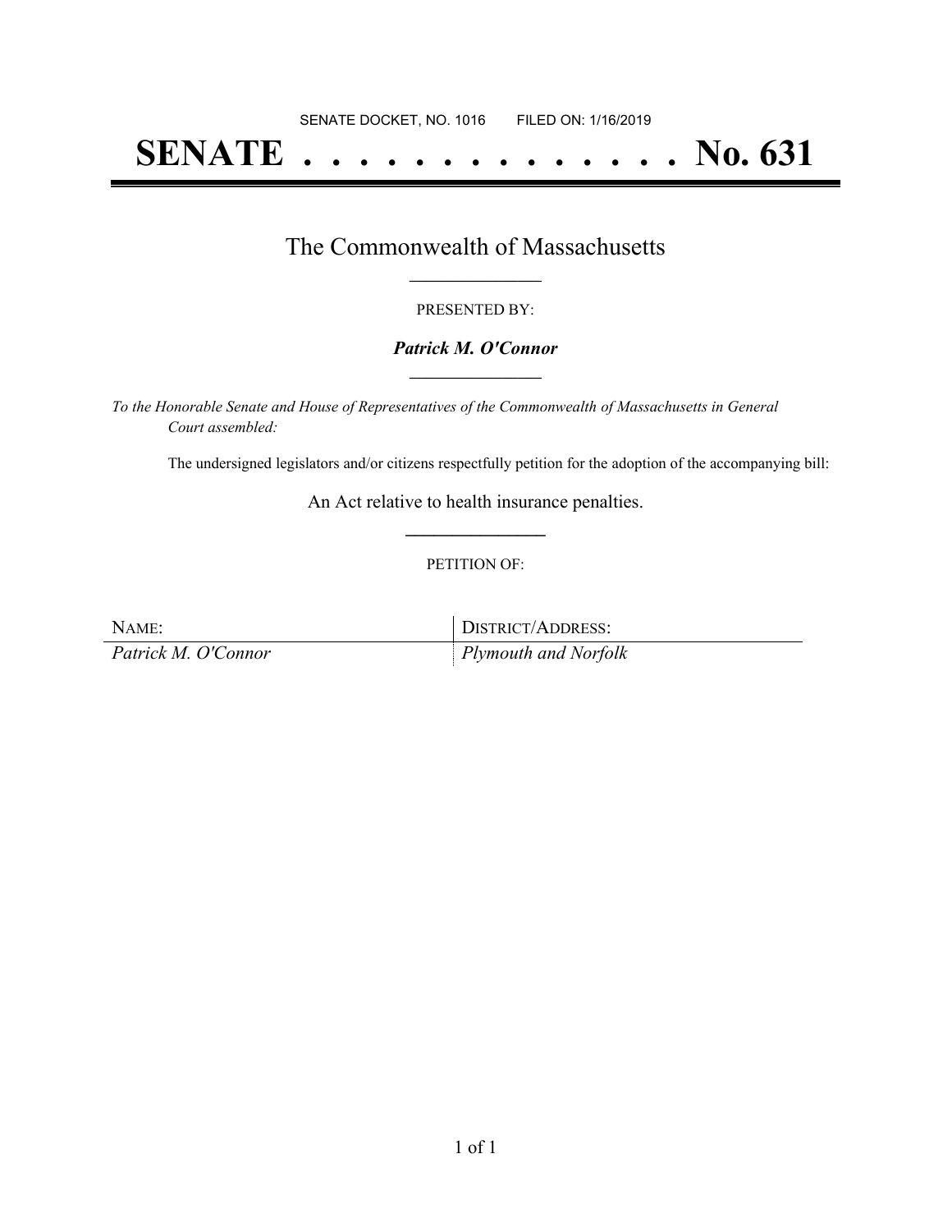SENATE DOCKET, NO. 1016        FILED ON: 1/16/2019

# SENATE . . . . . . . . . . . . . . No. 631

## The Commonwealth of Massachusetts

---

PRESENTED BY:

***Patrick M. O'Connor***

---

*To the Honorable Senate and House of Representatives of the Commonwealth of Massachusetts in General Court assembled:*

The undersigned legislators and/or citizens respectfully petition for the adoption of the accompanying bill:

An Act relative to health insurance penalties.

---

PETITION OF:

| NAME: | DISTRICT/ADDRESS: |
| --- | --- |
| *Patrick M. O'Connor* | *Plymouth and Norfolk* |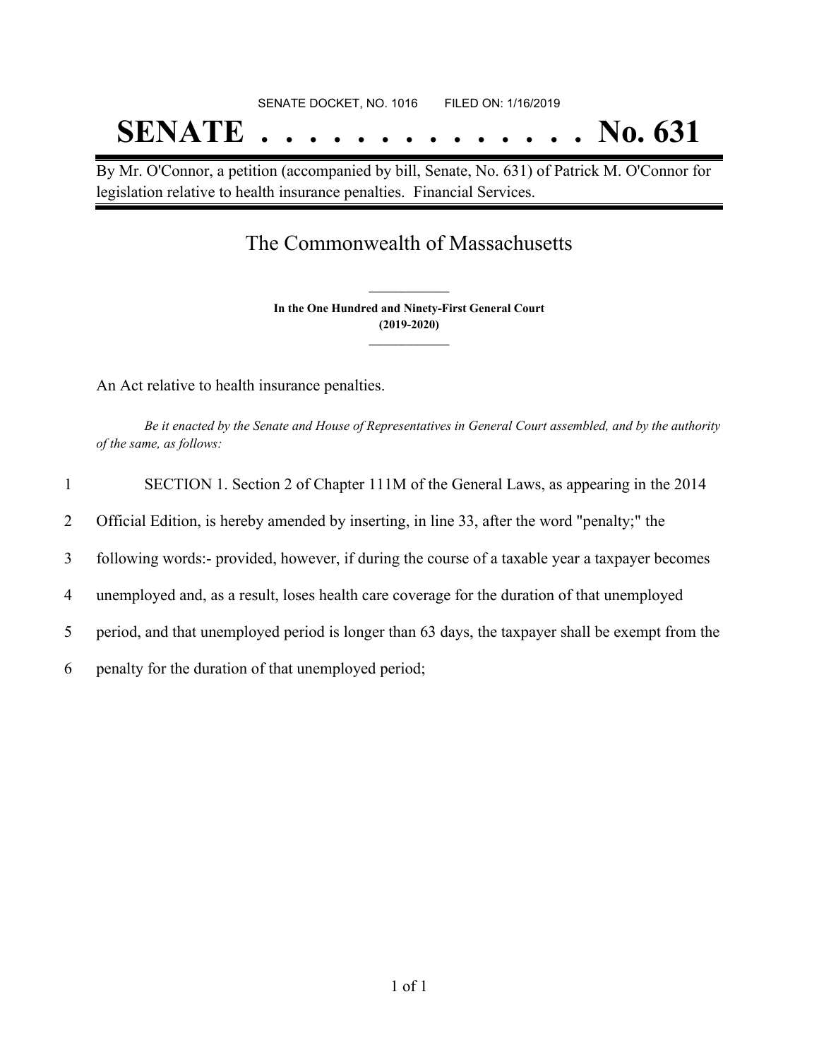SENATE DOCKET, NO. 1016        FILED ON: 1/16/2019

# SENATE . . . . . . . . . . . . . . No. 631

By Mr. O'Connor, a petition (accompanied by bill, Senate, No. 631) of Patrick M. O'Connor for legislation relative to health insurance penalties. Financial Services.

## The Commonwealth of Massachusetts

**In the One Hundred and Ninety-First General Court (2019-2020)**

An Act relative to health insurance penalties.

*Be it enacted by the Senate and House of Representatives in General Court assembled, and by the authority of the same, as follows:*

1 SECTION 1. Section 2 of Chapter 111M of the General Laws, as appearing in the 2014
2 Official Edition, is hereby amended by inserting, in line 33, after the word "penalty;" the
3 following words:- provided, however, if during the course of a taxable year a taxpayer becomes
4 unemployed and, as a result, loses health care coverage for the duration of that unemployed
5 period, and that unemployed period is longer than 63 days, the taxpayer shall be exempt from the
6 penalty for the duration of that unemployed period;